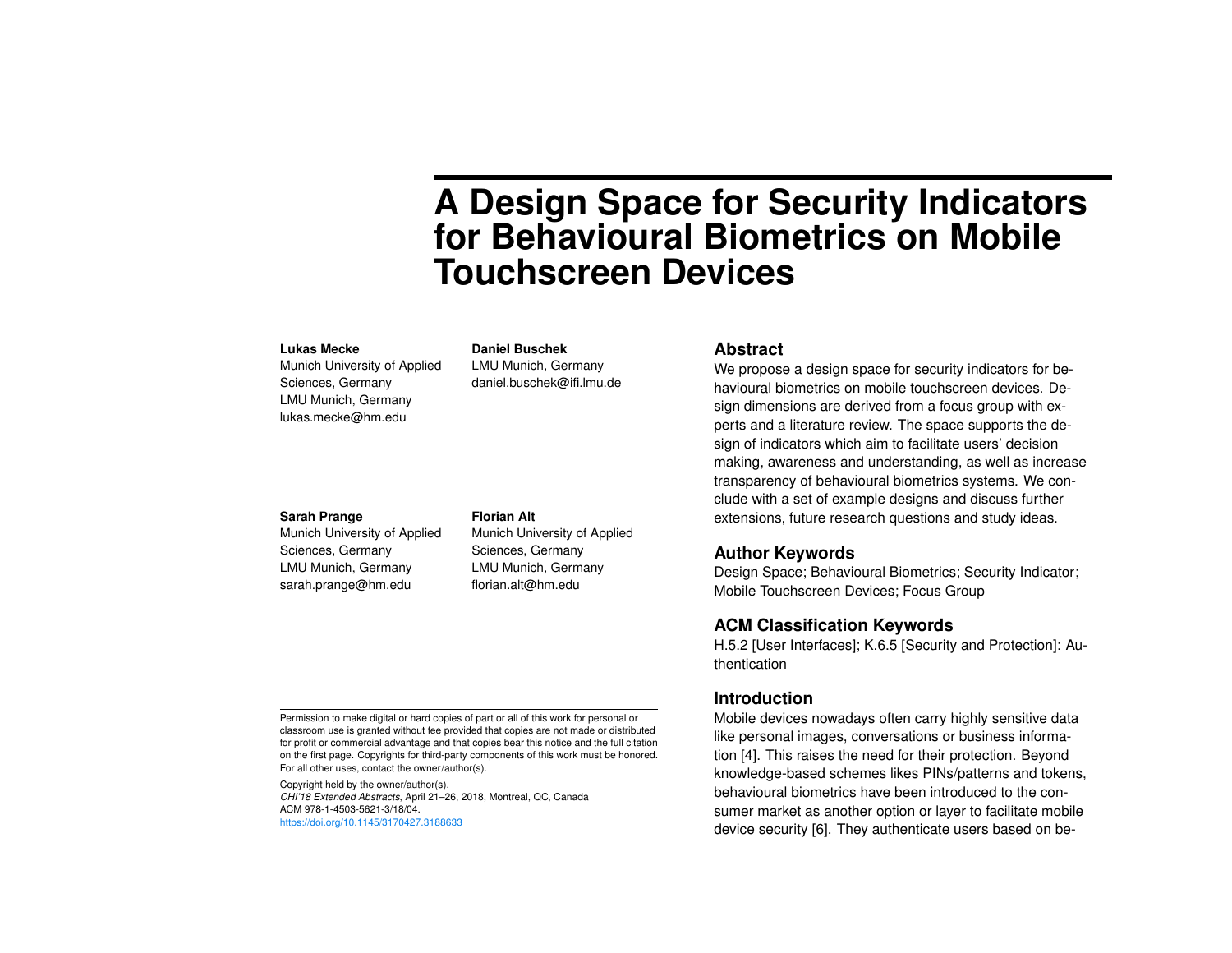# A Design Space for Security Indicators for Behavioural Biometrics on Mobile Touchscreen Devices

**Lukas Mecke**
Munich University of Applied Sciences, Germany
LMU Munich, Germany
lukas.mecke@hm.edu

**Daniel Buschek**
LMU Munich, Germany
daniel.buschek@ifi.lmu.de

**Sarah Prange**
Munich University of Applied Sciences, Germany
LMU Munich, Germany
sarah.prange@hm.edu

**Florian Alt**
Munich University of Applied Sciences, Germany
LMU Munich, Germany
florian.alt@hm.edu

Permission to make digital or hard copies of part or all of this work for personal or classroom use is granted without fee provided that copies are not made or distributed for profit or commercial advantage and that copies bear this notice and the full citation on the first page. Copyrights for third-party components of this work must be honored. For all other uses, contact the owner/author(s).

Copyright held by the owner/author(s).
*CHI'18 Extended Abstracts*, April 21–26, 2018, Montreal, QC, Canada
ACM 978-1-4503-5621-3/18/04.
https://doi.org/10.1145/3170427.3188633

## Abstract

We propose a design space for security indicators for behavioural biometrics on mobile touchscreen devices. Design dimensions are derived from a focus group with experts and a literature review. The space supports the design of indicators which aim to facilitate users' decision making, awareness and understanding, as well as increase transparency of behavioural biometrics systems. We conclude with a set of example designs and discuss further extensions, future research questions and study ideas.

## Author Keywords

Design Space; Behavioural Biometrics; Security Indicator; Mobile Touchscreen Devices; Focus Group

## ACM Classification Keywords

H.5.2 [User Interfaces]; K.6.5 [Security and Protection]: Authentication

## Introduction

Mobile devices nowadays often carry highly sensitive data like personal images, conversations or business information [4]. This raises the need for their protection. Beyond knowledge-based schemes likes PINs/patterns and tokens, behavioural biometrics have been introduced to the consumer market as another option or layer to facilitate mobile device security [6]. They authenticate users based on be-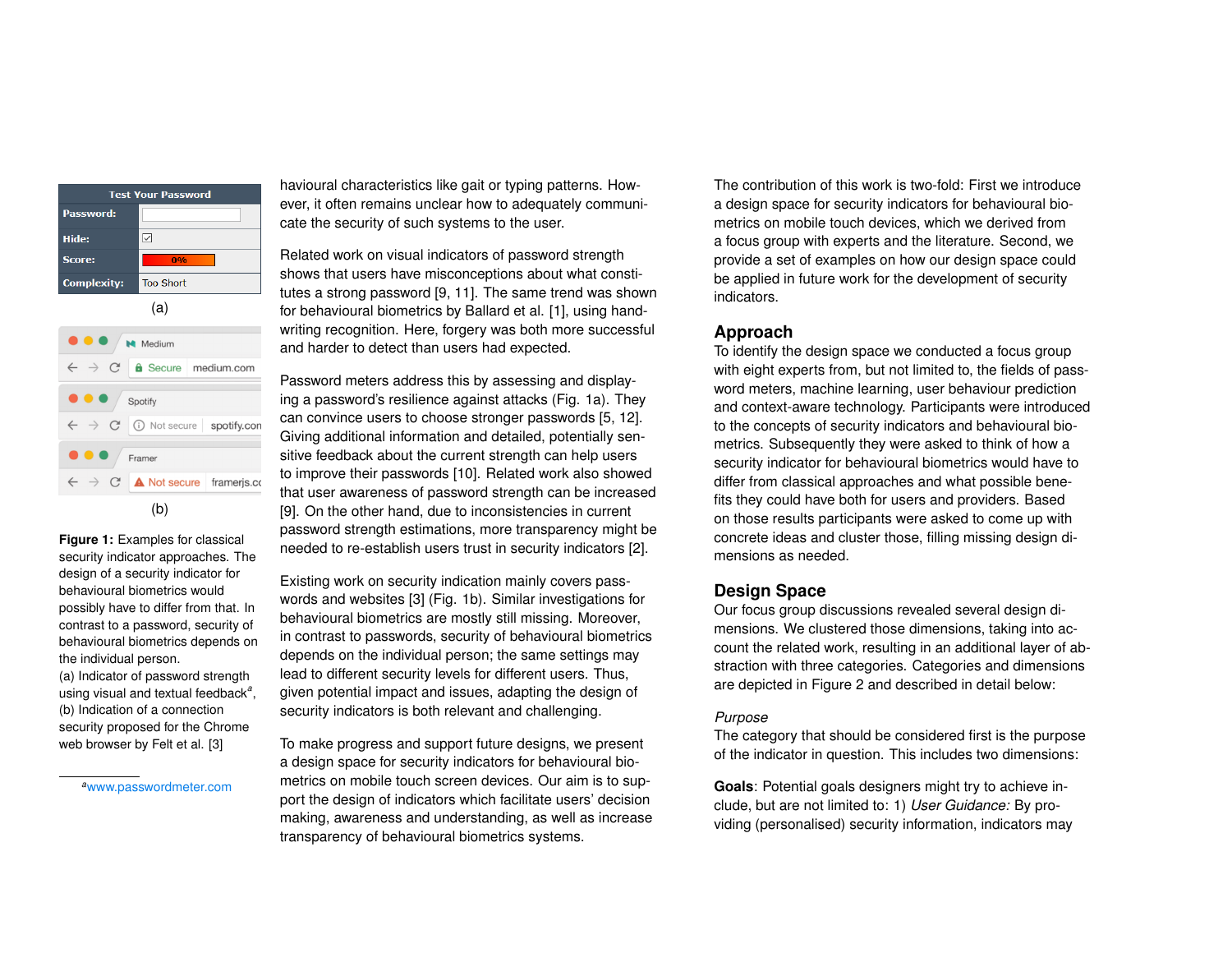Test Your Password

Password:

Hide:

Score: 0%

Complexity: Too Short

(a)

Medium
Secure medium.com

Spotify
Not secure spotify.com

Framer
Not secure framerjs.co

(b)

**Figure 1:** Examples for classical security indicator approaches. The design of a security indicator for behavioural biometrics would possibly have to differ from that. In contrast to a password, security of behavioural biometrics depends on the individual person.
(a) Indicator of password strength using visual and textual feedback[a], (b) Indication of a connection security proposed for the Chrome web browser by Felt et al. [3]

[a] www.passwordmeter.com

havioural characteristics like gait or typing patterns. However, it often remains unclear how to adequately communicate the security of such systems to the user.

Related work on visual indicators of password strength shows that users have misconceptions about what constitutes a strong password [9, 11]. The same trend was shown for behavioural biometrics by Ballard et al. [1], using handwriting recognition. Here, forgery was both more successful and harder to detect than users had expected.

Password meters address this by assessing and displaying a password's resilience against attacks (Fig. 1a). They can convince users to choose stronger passwords [5, 12]. Giving additional information and detailed, potentially sensitive feedback about the current strength can help users to improve their passwords [10]. Related work also showed that user awareness of password strength can be increased [9]. On the other hand, due to inconsistencies in current password strength estimations, more transparency might be needed to re-establish users trust in security indicators [2].

Existing work on security indication mainly covers passwords and websites [3] (Fig. 1b). Similar investigations for behavioural biometrics are mostly still missing. Moreover, in contrast to passwords, security of behavioural biometrics depends on the individual person; the same settings may lead to different security levels for different users. Thus, given potential impact and issues, adapting the design of security indicators is both relevant and challenging.

To make progress and support future designs, we present a design space for security indicators for behavioural biometrics on mobile touch screen devices. Our aim is to support the design of indicators which facilitate users' decision making, awareness and understanding, as well as increase transparency of behavioural biometrics systems.

The contribution of this work is two-fold: First we introduce a design space for security indicators for behavioural biometrics on mobile touch devices, which we derived from a focus group with experts and the literature. Second, we provide a set of examples on how our design space could be applied in future work for the development of security indicators.

## Approach

To identify the design space we conducted a focus group with eight experts from, but not limited to, the fields of password meters, machine learning, user behaviour prediction and context-aware technology. Participants were introduced to the concepts of security indicators and behavioural biometrics. Subsequently they were asked to think of how a security indicator for behavioural biometrics would have to differ from classical approaches and what possible benefits they could have for both users and providers. Based on those results participants were asked to come up with concrete ideas and cluster those, filling missing design dimensions as needed.

## Design Space

Our focus group discussions revealed several design dimensions. We clustered those dimensions, taking into account the related work, resulting in an additional layer of abstraction with three categories. Categories and dimensions are depicted in Figure 2 and described in detail below:

### *Purpose*

The category that should be considered first is the purpose of the indicator in question. This includes two dimensions:

**Goals**: Potential goals designers might try to achieve include, but are not limited to: 1) *User Guidance:* By providing (personalised) security information, indicators may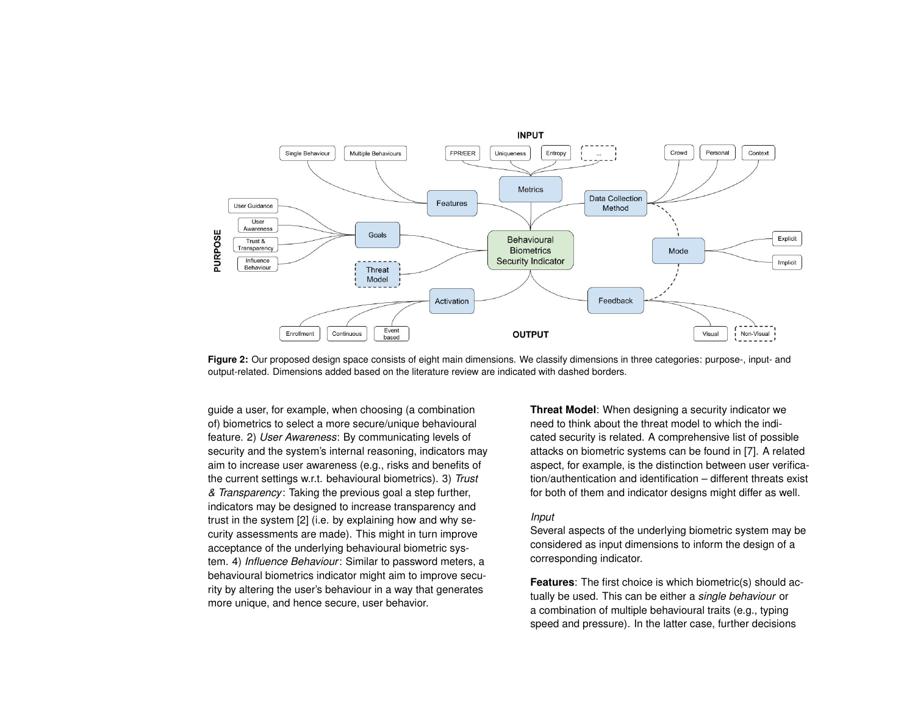**Figure 2:** Our proposed design space consists of eight main dimensions. We classify dimensions in three categories: purpose-, input- and output-related. Dimensions added based on the literature review are indicated with dashed borders.

guide a user, for example, when choosing (a combination of) biometrics to select a more secure/unique behavioural feature. 2) *User Awareness*: By communicating levels of security and the system's internal reasoning, indicators may aim to increase user awareness (e.g., risks and benefits of the current settings w.r.t. behavioural biometrics). 3) *Trust & Transparency*: Taking the previous goal a step further, indicators may be designed to increase transparency and trust in the system [2] (i.e. by explaining how and why security assessments are made). This might in turn improve acceptance of the underlying behavioural biometric system. 4) *Influence Behaviour*: Similar to password meters, a behavioural biometrics indicator might aim to improve security by altering the user's behaviour in a way that generates more unique, and hence secure, user behavior.

**Threat Model**: When designing a security indicator we need to think about the threat model to which the indicated security is related. A comprehensive list of possible attacks on biometric systems can be found in [7]. A related aspect, for example, is the distinction between user verification/authentication and identification – different threats exist for both of them and indicator designs might differ as well.

*Input*

Several aspects of the underlying biometric system may be considered as input dimensions to inform the design of a corresponding indicator.

**Features**: The first choice is which biometric(s) should actually be used. This can be either a *single behaviour* or a combination of multiple behavioural traits (e.g., typing speed and pressure). In the latter case, further decisions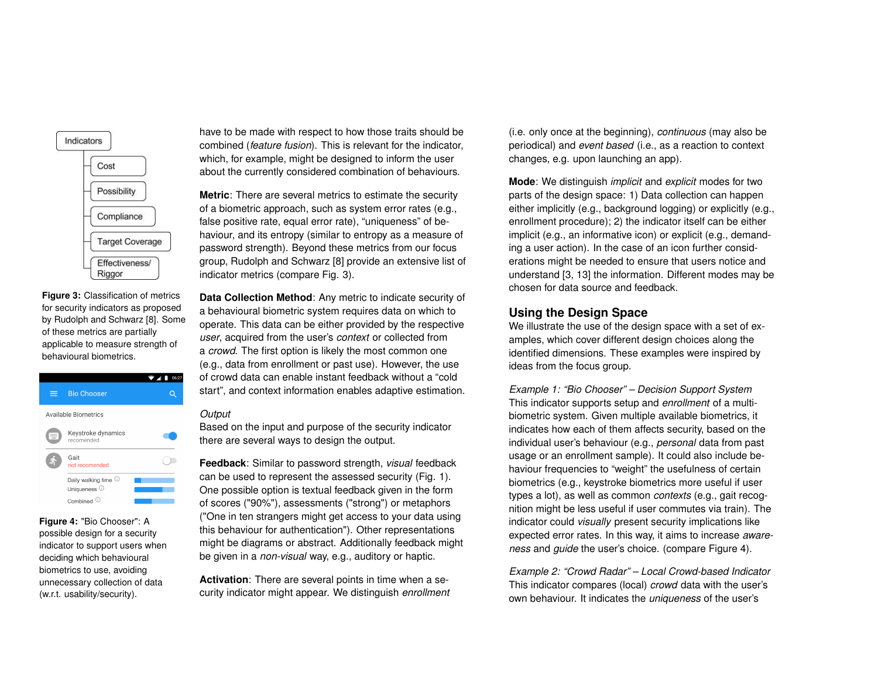Indicators

- Cost
- Possibility
- Compliance
- Target Coverage
- Effectiveness/ Riggor

**Figure 3:** Classification of metrics for security indicators as proposed by Rudolph and Schwarz [8]. Some of these metrics are partially applicable to measure strength of behavioural biometrics.

**Figure 4:** "Bio Chooser": A possible design for a security indicator to support users when deciding which behavioural biometrics to use, avoiding unnecessary collection of data (w.r.t. usability/security).

have to be made with respect to how those traits should be combined (*feature fusion*). This is relevant for the indicator, which, for example, might be designed to inform the user about the currently considered combination of behaviours.

**Metric**: There are several metrics to estimate the security of a biometric approach, such as system error rates (e.g., false positive rate, equal error rate), "uniqueness" of behaviour, and its entropy (similar to entropy as a measure of password strength). Beyond these metrics from our focus group, Rudolph and Schwarz [8] provide an extensive list of indicator metrics (compare Fig. 3).

**Data Collection Method**: Any metric to indicate security of a behavioural biometric system requires data on which to operate. This data can be either provided by the respective *user*, acquired from the user's *context* or collected from a *crowd*. The first option is likely the most common one (e.g., data from enrollment or past use). However, the use of crowd data can enable instant feedback without a "cold start", and context information enables adaptive estimation.

*Output*

Based on the input and purpose of the security indicator there are several ways to design the output.

**Feedback**: Similar to password strength, *visual* feedback can be used to represent the assessed security (Fig. 1). One possible option is textual feedback given in the form of scores ("90%"), assessments ("strong") or metaphors ("One in ten strangers might get access to your data using this behaviour for authentication"). Other representations might be diagrams or abstract. Additionally feedback might be given in a *non-visual* way, e.g., auditory or haptic.

**Activation**: There are several points in time when a security indicator might appear. We distinguish *enrollment* (i.e. only once at the beginning), *continuous* (may also be periodical) and *event based* (i.e., as a reaction to context changes, e.g. upon launching an app).

**Mode**: We distinguish *implicit* and *explicit* modes for two parts of the design space: 1) Data collection can happen either implicitly (e.g., background logging) or explicitly (e.g., enrollment procedure); 2) the indicator itself can be either implicit (e.g., an informative icon) or explicit (e.g., demanding a user action). In the case of an icon further considerations might be needed to ensure that users notice and understand [3, 13] the information. Different modes may be chosen for data source and feedback.

## Using the Design Space

We illustrate the use of the design space with a set of examples, which cover different design choices along the identified dimensions. These examples were inspired by ideas from the focus group.

*Example 1: "Bio Chooser" – Decision Support System*

This indicator supports setup and *enrollment* of a multi-biometric system. Given multiple available biometrics, it indicates how each of them affects security, based on the individual user's behaviour (e.g., *personal* data from past usage or an enrollment sample). It could also include behaviour frequencies to "weight" the usefulness of certain biometrics (e.g., keystroke biometrics more useful if user types a lot), as well as common *contexts* (e.g., gait recognition might be less useful if user commutes via train). The indicator could *visually* present security implications like expected error rates. In this way, it aims to increase *awareness* and *guide* the user's choice. (compare Figure 4).

*Example 2: "Crowd Radar" – Local Crowd-based Indicator*

This indicator compares (local) *crowd* data with the user's own behaviour. It indicates the *uniqueness* of the user's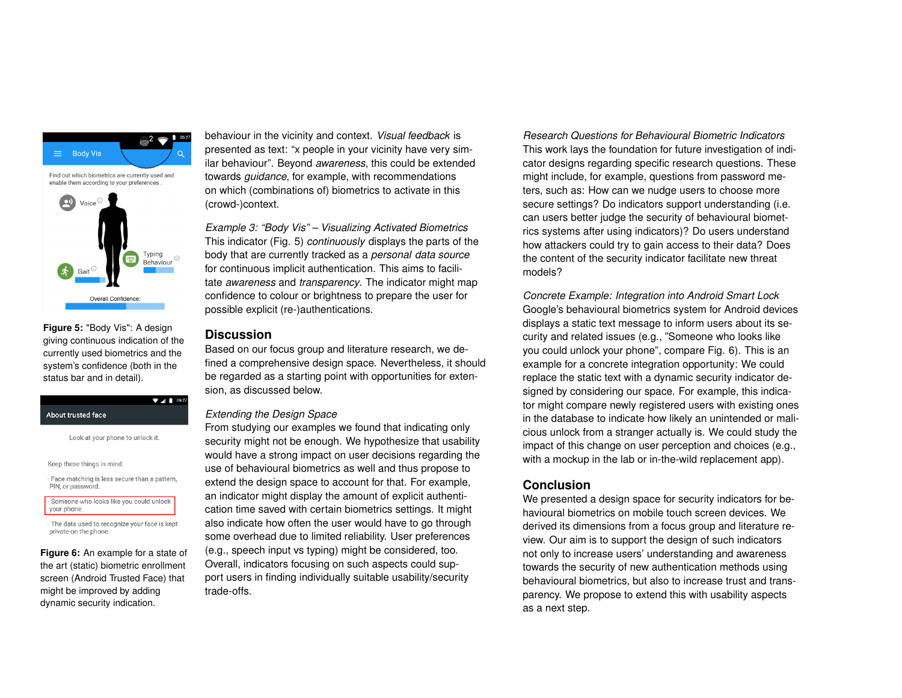**Figure 5:** "Body Vis": A design giving continuous indication of the currently used biometrics and the system's confidence (both in the status bar and in detail).

**Figure 6:** An example for a state of the art (static) biometric enrollment screen (Android Trusted Face) that might be improved by adding dynamic security indication.

behaviour in the vicinity and context. *Visual feedback* is presented as text: "x people in your vicinity have very similar behaviour". Beyond *awareness*, this could be extended towards *guidance*, for example, with recommendations on which (combinations of) biometrics to activate in this (crowd-)context.

*Example 3: "Body Vis" – Visualizing Activated Biometrics*
This indicator (Fig. 5) *continuously* displays the parts of the body that are currently tracked as a *personal data source* for continuous implicit authentication. This aims to facilitate *awareness* and *transparency*. The indicator might map confidence to colour or brightness to prepare the user for possible explicit (re-)authentications.

## Discussion

Based on our focus group and literature research, we defined a comprehensive design space. Nevertheless, it should be regarded as a starting point with opportunities for extension, as discussed below.

*Extending the Design Space*
From studying our examples we found that indicating only security might not be enough. We hypothesize that usability would have a strong impact on user decisions regarding the use of behavioural biometrics as well and thus propose to extend the design space to account for that. For example, an indicator might display the amount of explicit authentication time saved with certain biometrics settings. It might also indicate how often the user would have to go through some overhead due to limited reliability. User preferences (e.g., speech input vs typing) might be considered, too. Overall, indicators focusing on such aspects could support users in finding individually suitable usability/security trade-offs.

*Research Questions for Behavioural Biometric Indicators*
This work lays the foundation for future investigation of indicator designs regarding specific research questions. These might include, for example, questions from password meters, such as: How can we nudge users to choose more secure settings? Do indicators support understanding (i.e. can users better judge the security of behavioural biometrics systems after using indicators)? Do users understand how attackers could try to gain access to their data? Does the content of the security indicator facilitate new threat models?

*Concrete Example: Integration into Android Smart Lock*
Google's behavioural biometrics system for Android devices displays a static text message to inform users about its security and related issues (e.g., "Someone who looks like you could unlock your phone", compare Fig. 6). This is an example for a concrete integration opportunity: We could replace the static text with a dynamic security indicator designed by considering our space. For example, this indicator might compare newly registered users with existing ones in the database to indicate how likely an unintended or malicious unlock from a stranger actually is. We could study the impact of this change on user perception and choices (e.g., with a mockup in the lab or in-the-wild replacement app).

## Conclusion

We presented a design space for security indicators for behavioural biometrics on mobile touch screen devices. We derived its dimensions from a focus group and literature review. Our aim is to support the design of such indicators not only to increase users' understanding and awareness towards the security of new authentication methods using behavioural biometrics, but also to increase trust and transparency. We propose to extend this with usability aspects as a next step.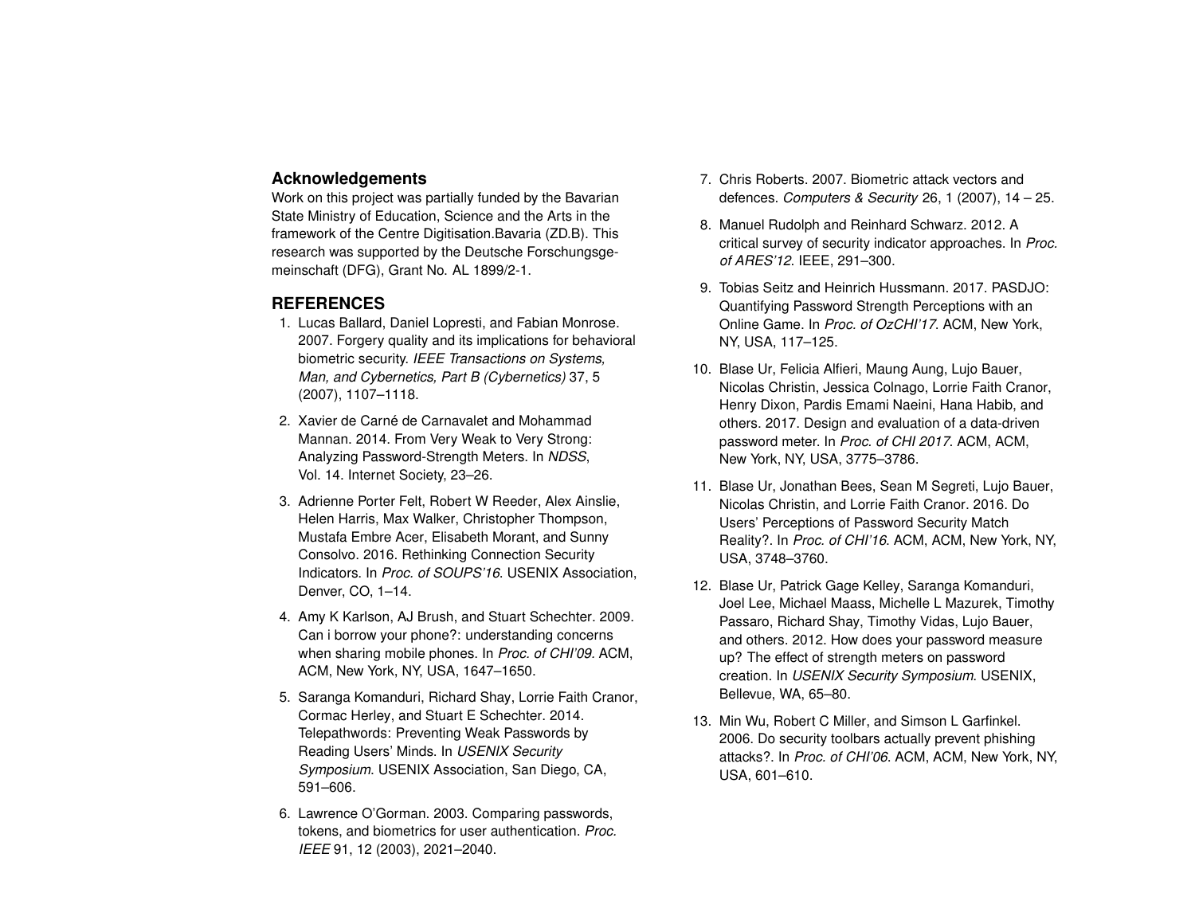## Acknowledgements

Work on this project was partially funded by the Bavarian State Ministry of Education, Science and the Arts in the framework of the Centre Digitisation.Bavaria (ZD.B). This research was supported by the Deutsche Forschungsgemeinschaft (DFG), Grant No. AL 1899/2-1.

## REFERENCES

1. Lucas Ballard, Daniel Lopresti, and Fabian Monrose. 2007. Forgery quality and its implications for behavioral biometric security. *IEEE Transactions on Systems, Man, and Cybernetics, Part B (Cybernetics)* 37, 5 (2007), 1107–1118.
2. Xavier de Carné de Carnavalet and Mohammad Mannan. 2014. From Very Weak to Very Strong: Analyzing Password-Strength Meters. In *NDSS*, Vol. 14. Internet Society, 23–26.
3. Adrienne Porter Felt, Robert W Reeder, Alex Ainslie, Helen Harris, Max Walker, Christopher Thompson, Mustafa Embre Acer, Elisabeth Morant, and Sunny Consolvo. 2016. Rethinking Connection Security Indicators. In *Proc. of SOUPS'16*. USENIX Association, Denver, CO, 1–14.
4. Amy K Karlson, AJ Brush, and Stuart Schechter. 2009. Can i borrow your phone?: understanding concerns when sharing mobile phones. In *Proc. of CHI'09*. ACM, ACM, New York, NY, USA, 1647–1650.
5. Saranga Komanduri, Richard Shay, Lorrie Faith Cranor, Cormac Herley, and Stuart E Schechter. 2014. Telepathwords: Preventing Weak Passwords by Reading Users' Minds. In *USENIX Security Symposium*. USENIX Association, San Diego, CA, 591–606.
6. Lawrence O'Gorman. 2003. Comparing passwords, tokens, and biometrics for user authentication. *Proc. IEEE* 91, 12 (2003), 2021–2040.
7. Chris Roberts. 2007. Biometric attack vectors and defences. *Computers & Security* 26, 1 (2007), 14 – 25.
8. Manuel Rudolph and Reinhard Schwarz. 2012. A critical survey of security indicator approaches. In *Proc. of ARES'12*. IEEE, 291–300.
9. Tobias Seitz and Heinrich Hussmann. 2017. PASDJO: Quantifying Password Strength Perceptions with an Online Game. In *Proc. of OzCHI'17*. ACM, New York, NY, USA, 117–125.
10. Blase Ur, Felicia Alfieri, Maung Aung, Lujo Bauer, Nicolas Christin, Jessica Colnago, Lorrie Faith Cranor, Henry Dixon, Pardis Emami Naeini, Hana Habib, and others. 2017. Design and evaluation of a data-driven password meter. In *Proc. of CHI 2017*. ACM, ACM, New York, NY, USA, 3775–3786.
11. Blase Ur, Jonathan Bees, Sean M Segreti, Lujo Bauer, Nicolas Christin, and Lorrie Faith Cranor. 2016. Do Users' Perceptions of Password Security Match Reality?. In *Proc. of CHI'16*. ACM, ACM, New York, NY, USA, 3748–3760.
12. Blase Ur, Patrick Gage Kelley, Saranga Komanduri, Joel Lee, Michael Maass, Michelle L Mazurek, Timothy Passaro, Richard Shay, Timothy Vidas, Lujo Bauer, and others. 2012. How does your password measure up? The effect of strength meters on password creation. In *USENIX Security Symposium*. USENIX, Bellevue, WA, 65–80.
13. Min Wu, Robert C Miller, and Simson L Garfinkel. 2006. Do security toolbars actually prevent phishing attacks?. In *Proc. of CHI'06*. ACM, ACM, New York, NY, USA, 601–610.